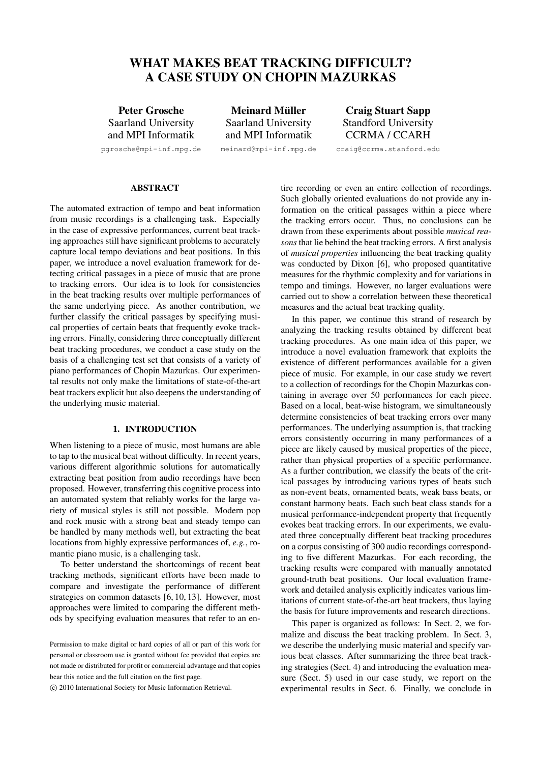# WHAT MAKES BEAT TRACKING DIFFICULT? A CASE STUDY ON CHOPIN MAZURKAS

**Peter Grosche**
Saarland University
and MPI Informatik
pgrosche@mpi-inf.mpg.de

**Meinard Müller**
Saarland University
and MPI Informatik
meinard@mpi-inf.mpg.de

**Craig Stuart Sapp**
Standford University
CCRMA / CCARH
craig@ccrma.stanford.edu

## ABSTRACT

The automated extraction of tempo and beat information from music recordings is a challenging task. Especially in the case of expressive performances, current beat tracking approaches still have significant problems to accurately capture local tempo deviations and beat positions. In this paper, we introduce a novel evaluation framework for detecting critical passages in a piece of music that are prone to tracking errors. Our idea is to look for consistencies in the beat tracking results over multiple performances of the same underlying piece. As another contribution, we further classify the critical passages by specifying musical properties of certain beats that frequently evoke tracking errors. Finally, considering three conceptually different beat tracking procedures, we conduct a case study on the basis of a challenging test set that consists of a variety of piano performances of Chopin Mazurkas. Our experimental results not only make the limitations of state-of-the-art beat trackers explicit but also deepens the understanding of the underlying music material.

## 1. INTRODUCTION

When listening to a piece of music, most humans are able to tap to the musical beat without difficulty. In recent years, various different algorithmic solutions for automatically extracting beat position from audio recordings have been proposed. However, transferring this cognitive process into an automated system that reliably works for the large variety of musical styles is still not possible. Modern pop and rock music with a strong beat and steady tempo can be handled by many methods well, but extracting the beat locations from highly expressive performances of, *e.g.*, romantic piano music, is a challenging task.

To better understand the shortcomings of recent beat tracking methods, significant efforts have been made to compare and investigate the performance of different strategies on common datasets [6, 10, 13]. However, most approaches were limited to comparing the different methods by specifying evaluation measures that refer to an entire recording or even an entire collection of recordings. Such globally oriented evaluations do not provide any information on the critical passages within a piece where the tracking errors occur. Thus, no conclusions can be drawn from these experiments about possible *musical reasons* that lie behind the beat tracking errors. A first analysis of *musical properties* influencing the beat tracking quality was conducted by Dixon [6], who proposed quantitative measures for the rhythmic complexity and for variations in tempo and timings. However, no larger evaluations were carried out to show a correlation between these theoretical measures and the actual beat tracking quality.

In this paper, we continue this strand of research by analyzing the tracking results obtained by different beat tracking procedures. As one main idea of this paper, we introduce a novel evaluation framework that exploits the existence of different performances available for a given piece of music. For example, in our case study we revert to a collection of recordings for the Chopin Mazurkas containing in average over 50 performances for each piece. Based on a local, beat-wise histogram, we simultaneously determine consistencies of beat tracking errors over many performances. The underlying assumption is, that tracking errors consistently occurring in many performances of a piece are likely caused by musical properties of the piece, rather than physical properties of a specific performance. As a further contribution, we classify the beats of the critical passages by introducing various types of beats such as non-event beats, ornamented beats, weak bass beats, or constant harmony beats. Each such beat class stands for a musical performance-independent property that frequently evokes beat tracking errors. In our experiments, we evaluated three conceptually different beat tracking procedures on a corpus consisting of 300 audio recordings corresponding to five different Mazurkas. For each recording, the tracking results were compared with manually annotated ground-truth beat positions. Our local evaluation framework and detailed analysis explicitly indicates various limitations of current state-of-the-art beat trackers, thus laying the basis for future improvements and research directions.

This paper is organized as follows: In Sect. 2, we formalize and discuss the beat tracking problem. In Sect. 3, we describe the underlying music material and specify various beat classes. After summarizing the three beat tracking strategies (Sect. 4) and introducing the evaluation measure (Sect. 5) used in our case study, we report on the experimental results in Sect. 6. Finally, we conclude in

Permission to make digital or hard copies of all or part of this work for personal or classroom use is granted without fee provided that copies are not made or distributed for profit or commercial advantage and that copies bear this notice and the full citation on the first page.

© 2010 International Society for Music Information Retrieval.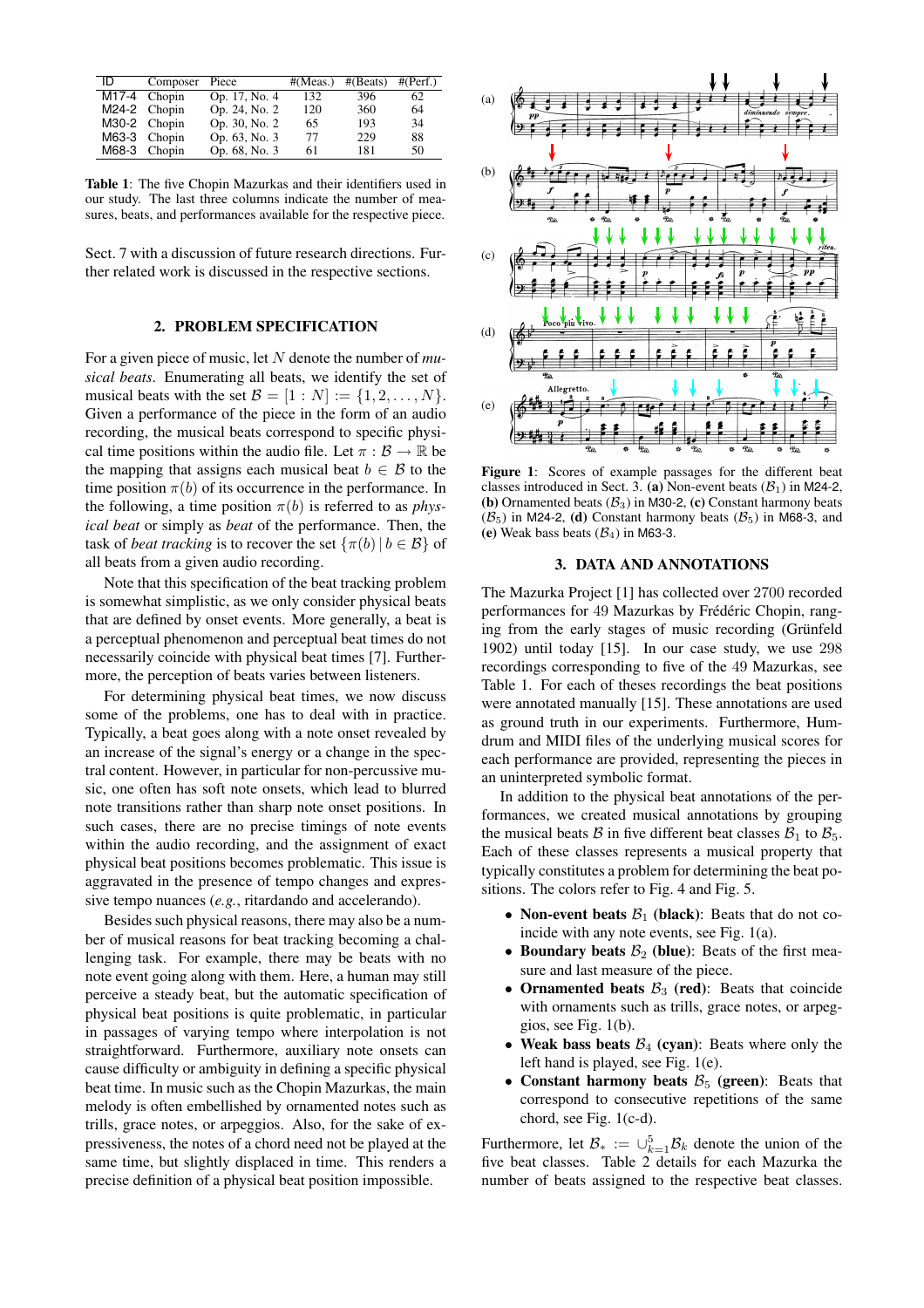| ID | Composer | Piece | #(Meas.) | #(Beats) | #(Perf.) |
|---|---|---|---|---|---|
| M17-4 | Chopin | Op. 17, No. 4 | 132 | 396 | 62 |
| M24-2 | Chopin | Op. 24, No. 2 | 120 | 360 | 64 |
| M30-2 | Chopin | Op. 30, No. 2 | 65 | 193 | 34 |
| M63-3 | Chopin | Op. 63, No. 3 | 77 | 229 | 88 |
| M68-3 | Chopin | Op. 68, No. 3 | 61 | 181 | 50 |

**Table 1**: The five Chopin Mazurkas and their identifiers used in our study. The last three columns indicate the number of measures, beats, and performances available for the respective piece.

Sect. 7 with a discussion of future research directions. Further related work is discussed in the respective sections.

## 2. PROBLEM SPECIFICATION

For a given piece of music, let $N$ denote the number of *musical beats*. Enumerating all beats, we identify the set of musical beats with the set $\mathcal{B} = [1 : N] := \{1, 2, \ldots, N\}$. Given a performance of the piece in the form of an audio recording, the musical beats correspond to specific physical time positions within the audio file. Let $\pi : \mathcal{B} \rightarrow \mathbb{R}$ be the mapping that assigns each musical beat $b \in \mathcal{B}$ to the time position $\pi(b)$ of its occurrence in the performance. In the following, a time position $\pi(b)$ is referred to as *physical beat* or simply as *beat* of the performance. Then, the task of *beat tracking* is to recover the set $\{\pi(b) \,|\, b \in \mathcal{B}\}$ of all beats from a given audio recording.

Note that this specification of the beat tracking problem is somewhat simplistic, as we only consider physical beats that are defined by onset events. More generally, a beat is a perceptual phenomenon and perceptual beat times do not necessarily coincide with physical beat times [7]. Furthermore, the perception of beats varies between listeners.

For determining physical beat times, we now discuss some of the problems, one has to deal with in practice. Typically, a beat goes along with a note onset revealed by an increase of the signal's energy or a change in the spectral content. However, in particular for non-percussive music, one often has soft note onsets, which lead to blurred note transitions rather than sharp note onset positions. In such cases, there are no precise timings of note events within the audio recording, and the assignment of exact physical beat positions becomes problematic. This issue is aggravated in the presence of tempo changes and expressive tempo nuances (*e.g.*, ritardando and accelerando).

Besides such physical reasons, there may also be a number of musical reasons for beat tracking becoming a challenging task. For example, there may be beats with no note event going along with them. Here, a human may still perceive a steady beat, but the automatic specification of physical beat positions is quite problematic, in particular in passages of varying tempo where interpolation is not straightforward. Furthermore, auxiliary note onsets can cause difficulty or ambiguity in defining a specific physical beat time. In music such as the Chopin Mazurkas, the main melody is often embellished by ornamented notes such as trills, grace notes, or arpeggios. Also, for the sake of expressiveness, the notes of a chord need not be played at the same time, but slightly displaced in time. This renders a precise definition of a physical beat position impossible.

**Figure 1**: Scores of example passages for the different beat classes introduced in Sect. 3. **(a)** Non-event beats ($\mathcal{B}_1$) in M24-2, **(b)** Ornamented beats ($\mathcal{B}_3$) in M30-2, **(c)** Constant harmony beats ($\mathcal{B}_5$) in M24-2, **(d)** Constant harmony beats ($\mathcal{B}_5$) in M68-3, and **(e)** Weak bass beats ($\mathcal{B}_4$) in M63-3.

## 3. DATA AND ANNOTATIONS

The Mazurka Project [1] has collected over 2700 recorded performances for 49 Mazurkas by Frédéric Chopin, ranging from the early stages of music recording (Grünfeld 1902) until today [15]. In our case study, we use 298 recordings corresponding to five of the 49 Mazurkas, see Table 1. For each of theses recordings the beat positions were annotated manually [15]. These annotations are used as ground truth in our experiments. Furthermore, Humdrum and MIDI files of the underlying musical scores for each performance are provided, representing the pieces in an uninterpreted symbolic format.

In addition to the physical beat annotations of the performances, we created musical annotations by grouping the musical beats $\mathcal{B}$ in five different beat classes $\mathcal{B}_1$ to $\mathcal{B}_5$. Each of these classes represents a musical property that typically constitutes a problem for determining the beat positions. The colors refer to Fig. 4 and Fig. 5.

- **Non-event beats $\mathcal{B}_1$ (black)**: Beats that do not coincide with any note events, see Fig. 1(a).
- **Boundary beats $\mathcal{B}_2$ (blue)**: Beats of the first measure and last measure of the piece.
- **Ornamented beats $\mathcal{B}_3$ (red)**: Beats that coincide with ornaments such as trills, grace notes, or arpeggios, see Fig. 1(b).
- **Weak bass beats $\mathcal{B}_4$ (cyan)**: Beats where only the left hand is played, see Fig. 1(e).
- **Constant harmony beats $\mathcal{B}_5$ (green)**: Beats that correspond to consecutive repetitions of the same chord, see Fig. 1(c-d).

Furthermore, let $\mathcal{B}_* := \cup_{k=1}^{5} \mathcal{B}_k$ denote the union of the five beat classes. Table 2 details for each Mazurka the number of beats assigned to the respective beat classes.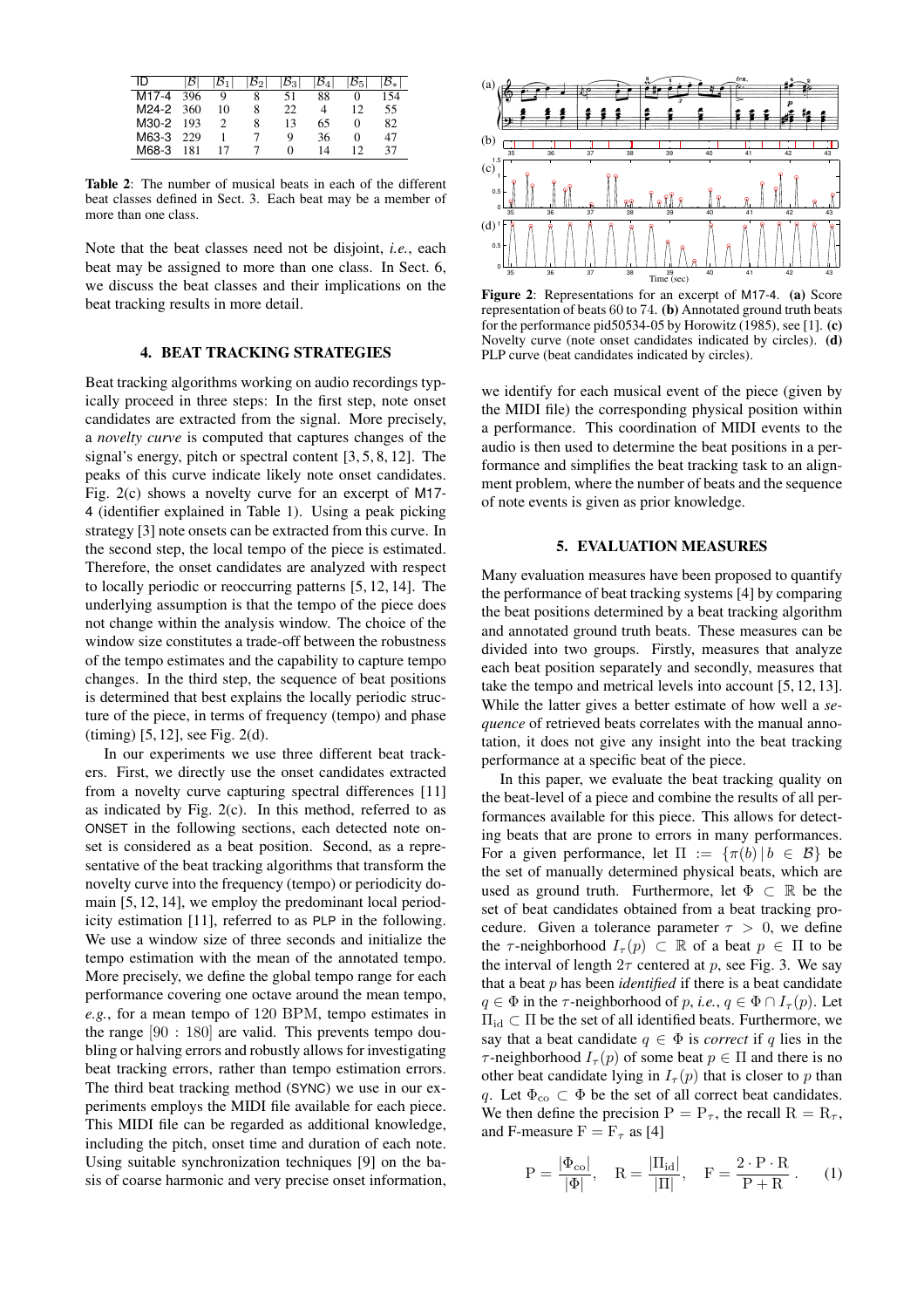| ID | $\lvert\mathcal{B}\rvert$ | $\lvert\mathcal{B}_1\rvert$ | $\lvert\mathcal{B}_2\rvert$ | $\lvert\mathcal{B}_3\rvert$ | $\lvert\mathcal{B}_4\rvert$ | $\lvert\mathcal{B}_5\rvert$ | $\lvert\mathcal{B}_*\rvert$ |
|---|---|---|---|---|---|---|---|
| M17-4 | 396 | 9 | 8 | 51 | 88 | 0 | 154 |
| M24-2 | 360 | 10 | 8 | 22 | 4 | 12 | 55 |
| M30-2 | 193 | 2 | 8 | 13 | 65 | 0 | 82 |
| M63-3 | 229 | 1 | 7 | 9 | 36 | 0 | 47 |
| M68-3 | 181 | 17 | 7 | 0 | 14 | 12 | 37 |

**Table 2**: The number of musical beats in each of the different beat classes defined in Sect. 3. Each beat may be a member of more than one class.

Note that the beat classes need not be disjoint, *i.e.*, each beat may be assigned to more than one class. In Sect. 6, we discuss the beat classes and their implications on the beat tracking results in more detail.

## 4. BEAT TRACKING STRATEGIES

Beat tracking algorithms working on audio recordings typically proceed in three steps: In the first step, note onset candidates are extracted from the signal. More precisely, a *novelty curve* is computed that captures changes of the signal's energy, pitch or spectral content [3, 5, 8, 12]. The peaks of this curve indicate likely note onset candidates. Fig. 2(c) shows a novelty curve for an excerpt of M17-4 (identifier explained in Table 1). Using a peak picking strategy [3] note onsets can be extracted from this curve. In the second step, the local tempo of the piece is estimated. Therefore, the onset candidates are analyzed with respect to locally periodic or reoccurring patterns [5, 12, 14]. The underlying assumption is that the tempo of the piece does not change within the analysis window. The choice of the window size constitutes a trade-off between the robustness of the tempo estimates and the capability to capture tempo changes. In the third step, the sequence of beat positions is determined that best explains the locally periodic structure of the piece, in terms of frequency (tempo) and phase (timing) [5, 12], see Fig. 2(d).

In our experiments we use three different beat trackers. First, we directly use the onset candidates extracted from a novelty curve capturing spectral differences [11] as indicated by Fig. 2(c). In this method, referred to as ONSET in the following sections, each detected note onset is considered as a beat position. Second, as a representative of the beat tracking algorithms that transform the novelty curve into the frequency (tempo) or periodicity domain [5, 12, 14], we employ the predominant local periodicity estimation [11], referred to as PLP in the following. We use a window size of three seconds and initialize the tempo estimation with the mean of the annotated tempo. More precisely, we define the global tempo range for each performance covering one octave around the mean tempo, *e.g.*, for a mean tempo of 120 BPM, tempo estimates in the range [90 : 180] are valid. This prevents tempo doubling or halving errors and robustly allows for investigating beat tracking errors, rather than tempo estimation errors. The third beat tracking method (SYNC) we use in our experiments employs the MIDI file available for each piece. This MIDI file can be regarded as additional knowledge, including the pitch, onset time and duration of each note. Using suitable synchronization techniques [9] on the basis of coarse harmonic and very precise onset information, we identify for each musical event of the piece (given by the MIDI file) the corresponding physical position within a performance. This coordination of MIDI events to the audio is then used to determine the beat positions in a performance and simplifies the beat tracking task to an alignment problem, where the number of beats and the sequence of note events is given as prior knowledge.

**Figure 2**: Representations for an excerpt of M17-4. **(a)** Score representation of beats 60 to 74. **(b)** Annotated ground truth beats for the performance pid50534-05 by Horowitz (1985), see [1]. **(c)** Novelty curve (note onset candidates indicated by circles). **(d)** PLP curve (beat candidates indicated by circles).

## 5. EVALUATION MEASURES

Many evaluation measures have been proposed to quantify the performance of beat tracking systems [4] by comparing the beat positions determined by a beat tracking algorithm and annotated ground truth beats. These measures can be divided into two groups. Firstly, measures that analyze each beat position separately and secondly, measures that take the tempo and metrical levels into account [5, 12, 13]. While the latter gives a better estimate of how well a *sequence* of retrieved beats correlates with the manual annotation, it does not give any insight into the beat tracking performance at a specific beat of the piece.

In this paper, we evaluate the beat tracking quality on the beat-level of a piece and combine the results of all performances available for this piece. This allows for detecting beats that are prone to errors in many performances. For a given performance, let $\Pi := \{\pi(b) \,|\, b \in \mathcal{B}\}$ be the set of manually determined physical beats, which are used as ground truth. Furthermore, let $\Phi \subset \mathbb{R}$ be the set of beat candidates obtained from a beat tracking procedure. Given a tolerance parameter $\tau > 0$, we define the $\tau$-neighborhood $I_\tau(p) \subset \mathbb{R}$ of a beat $p \in \Pi$ to be the interval of length $2\tau$ centered at $p$, see Fig. 3. We say that a beat $p$ has been *identified* if there is a beat candidate $q \in \Phi$ in the $\tau$-neighborhood of $p$, *i.e.*, $q \in \Phi \cap I_\tau(p)$. Let $\Pi_{\mathrm{id}} \subset \Pi$ be the set of all identified beats. Furthermore, we say that a beat candidate $q \in \Phi$ is *correct* if $q$ lies in the $\tau$-neighborhood $I_\tau(p)$ of some beat $p \in \Pi$ and there is no other beat candidate lying in $I_\tau(p)$ that is closer to $p$ than $q$. Let $\Phi_{\mathrm{co}} \subset \Phi$ be the set of all correct beat candidates. We then define the precision $\mathrm{P} = \mathrm{P}_\tau$, the recall $\mathrm{R} = \mathrm{R}_\tau$, and F-measure $\mathrm{F} = \mathrm{F}_\tau$ as [4]

$$\mathrm{P} = \frac{|\Phi_{\mathrm{co}}|}{|\Phi|}, \quad \mathrm{R} = \frac{|\Pi_{\mathrm{id}}|}{|\Pi|}, \quad \mathrm{F} = \frac{2 \cdot \mathrm{P} \cdot \mathrm{R}}{\mathrm{P} + \mathrm{R}}. \qquad (1)$$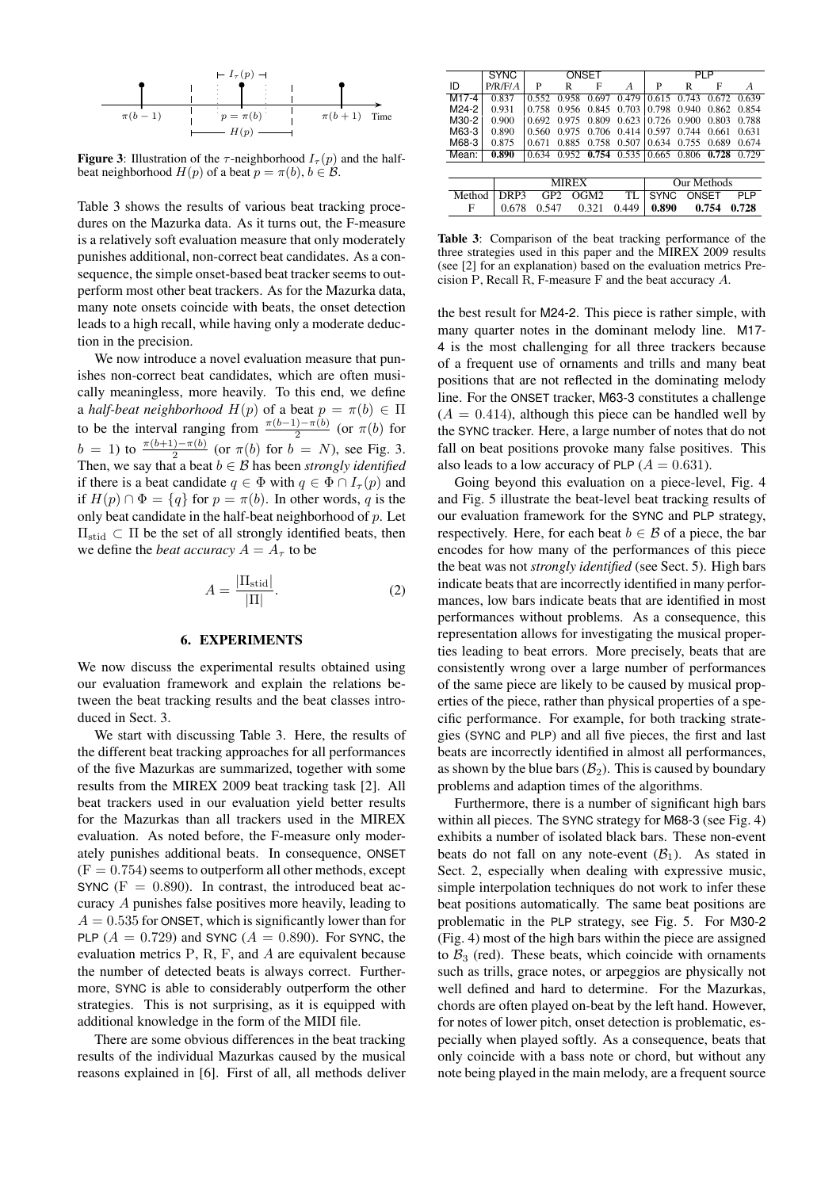**Figure 3**: Illustration of the $\tau$-neighborhood $I_\tau(p)$ and the half-beat neighborhood $H(p)$ of a beat $p = \pi(b)$, $b \in \mathcal{B}$.

Table 3 shows the results of various beat tracking procedures on the Mazurka data. As it turns out, the F-measure is a relatively soft evaluation measure that only moderately punishes additional, non-correct beat candidates. As a consequence, the simple onset-based beat tracker seems to outperform most other beat trackers. As for the Mazurka data, many note onsets coincide with beats, the onset detection leads to a high recall, while having only a moderate deduction in the precision.

We now introduce a novel evaluation measure that punishes non-correct beat candidates, which are often musically meaningless, more heavily. To this end, we define a *half-beat neighborhood* $H(p)$ of a beat $p = \pi(b) \in \Pi$ to be the interval ranging from $\frac{\pi(b-1)-\pi(b)}{2}$ (or $\pi(b)$ for $b = 1$) to $\frac{\pi(b+1)-\pi(b)}{2}$ (or $\pi(b)$ for $b = N$), see Fig. 3. Then, we say that a beat $b \in \mathcal{B}$ has been *strongly identified* if there is a beat candidate $q \in \Phi$ with $q \in \Phi \cap I_\tau(p)$ and if $H(p) \cap \Phi = \{q\}$ for $p = \pi(b)$. In other words, $q$ is the only beat candidate in the half-beat neighborhood of $p$. Let $\Pi_{\text{stid}} \subset \Pi$ be the set of all strongly identified beats, then we define the *beat accuracy* $A = A_\tau$ to be

$$A = \frac{|\Pi_{\text{stid}}|}{|\Pi|}. \tag{2}$$

## 6. EXPERIMENTS

We now discuss the experimental results obtained using our evaluation framework and explain the relations between the beat tracking results and the beat classes introduced in Sect. 3.

We start with discussing Table 3. Here, the results of the different beat tracking approaches for all performances of the five Mazurkas are summarized, together with some results from the MIREX 2009 beat tracking task [2]. All beat trackers used in our evaluation yield better results for the Mazurkas than all trackers used in the MIREX evaluation. As noted before, the F-measure only moderately punishes additional beats. In consequence, ONSET ($\text{F} = 0.754$) seems to outperform all other methods, except SYNC ($\text{F} = 0.890$). In contrast, the introduced beat accuracy $A$ punishes false positives more heavily, leading to $A = 0.535$ for ONSET, which is significantly lower than for PLP ($A = 0.729$) and SYNC ($A = 0.890$). For SYNC, the evaluation metrics P, R, F, and $A$ are equivalent because the number of detected beats is always correct. Furthermore, SYNC is able to considerably outperform the other strategies. This is not surprising, as it is equipped with additional knowledge in the form of the MIDI file.

There are some obvious differences in the beat tracking results of the individual Mazurkas caused by the musical reasons explained in [6]. First of all, all methods deliver

| | SYNC | ONSET | | | | PLP | | | |
|---|---|---|---|---|---|---|---|---|---|
| ID | P/R/F/$A$ | P | R | F | $A$ | P | R | F | $A$ |
| M17-4 | 0.837 | 0.552 | 0.958 | 0.697 | 0.479 | 0.615 | 0.743 | 0.672 | 0.639 |
| M24-2 | 0.931 | 0.758 | 0.956 | 0.845 | 0.703 | 0.798 | 0.940 | 0.862 | 0.854 |
| M30-2 | 0.900 | 0.692 | 0.975 | 0.809 | 0.623 | 0.726 | 0.900 | 0.803 | 0.788 |
| M63-3 | 0.890 | 0.560 | 0.975 | 0.706 | 0.414 | 0.597 | 0.744 | 0.661 | 0.631 |
| M68-3 | 0.875 | 0.671 | 0.885 | 0.758 | 0.507 | 0.634 | 0.755 | 0.689 | 0.674 |
| Mean: | **0.890** | 0.634 | 0.952 | **0.754** | 0.535 | 0.665 | 0.806 | **0.728** | 0.729 |

| | MIREX | | | | Our Methods | | |
|---|---|---|---|---|---|---|---|
| Method | DRP3 | GP2 | OGM2 | TL | SYNC | ONSET | PLP |
| F | 0.678 | 0.547 | 0.321 | 0.449 | **0.890** | **0.754** | **0.728** |

**Table 3**: Comparison of the beat tracking performance of the three strategies used in this paper and the MIREX 2009 results (see [2] for an explanation) based on the evaluation metrics Precision P, Recall R, F-measure F and the beat accuracy $A$.

the best result for M24-2. This piece is rather simple, with many quarter notes in the dominant melody line. M17-4 is the most challenging for all three trackers because of a frequent use of ornaments and trills and many beat positions that are not reflected in the dominating melody line. For the ONSET tracker, M63-3 constitutes a challenge ($A = 0.414$), although this piece can be handled well by the SYNC tracker. Here, a large number of notes that do not fall on beat positions provoke many false positives. This also leads to a low accuracy of PLP ($A = 0.631$).

Going beyond this evaluation on a piece-level, Fig. 4 and Fig. 5 illustrate the beat-level beat tracking results of our evaluation framework for the SYNC and PLP strategy, respectively. Here, for each beat $b \in \mathcal{B}$ of a piece, the bar encodes for how many of the performances of this piece the beat was not *strongly identified* (see Sect. 5). High bars indicate beats that are incorrectly identified in many performances, low bars indicate beats that are identified in most performances without problems. As a consequence, this representation allows for investigating the musical properties leading to beat errors. More precisely, beats that are consistently wrong over a large number of performances of the same piece are likely to be caused by musical properties of the piece, rather than physical properties of a specific performance. For example, for both tracking strategies (SYNC and PLP) and all five pieces, the first and last beats are incorrectly identified in almost all performances, as shown by the blue bars ($\mathcal{B}_2$). This is caused by boundary problems and adaption times of the algorithms.

Furthermore, there is a number of significant high bars within all pieces. The SYNC strategy for M68-3 (see Fig. 4) exhibits a number of isolated black bars. These non-event beats do not fall on any note-event ($\mathcal{B}_1$). As stated in Sect. 2, especially when dealing with expressive music, simple interpolation techniques do not work to infer these beat positions automatically. The same beat positions are problematic in the PLP strategy, see Fig. 5. For M30-2 (Fig. 4) most of the high bars within the piece are assigned to $\mathcal{B}_3$ (red). These beats, which coincide with ornaments such as trills, grace notes, or arpeggios are physically not well defined and hard to determine. For the Mazurkas, chords are often played on-beat by the left hand. However, for notes of lower pitch, onset detection is problematic, especially when played softly. As a consequence, beats that only coincide with a bass note or chord, but without any note being played in the main melody, are a frequent source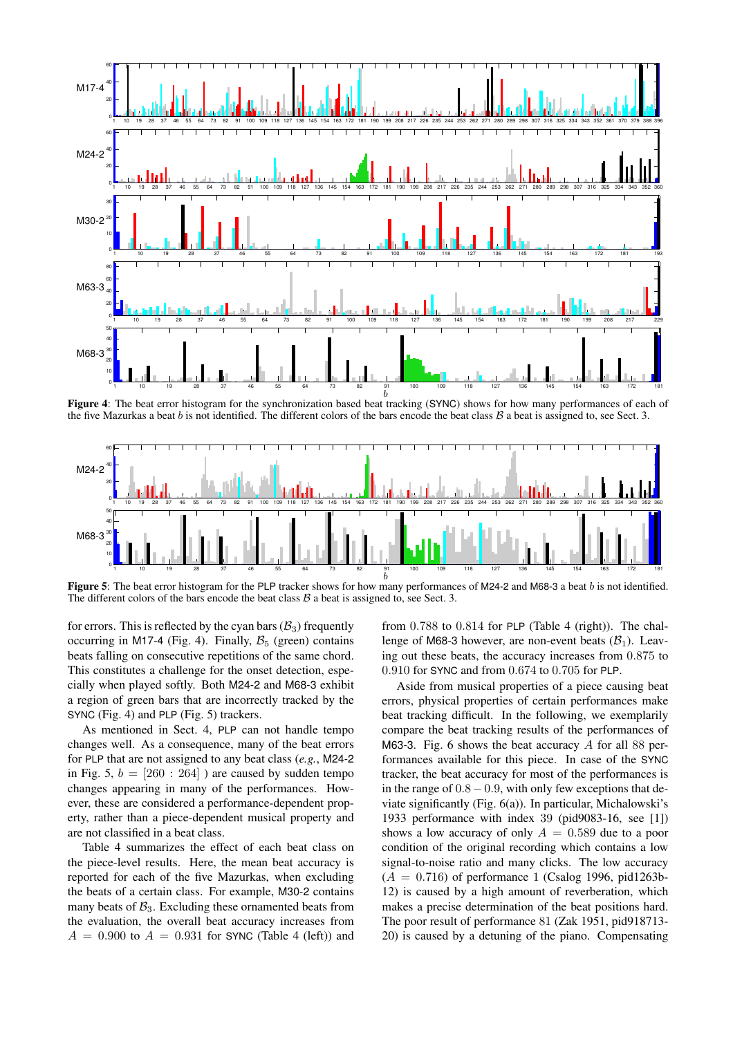**Figure 4**: The beat error histogram for the synchronization based beat tracking (SYNC) shows for how many performances of each of the five Mazurkas a beat $b$ is not identified. The different colors of the bars encode the beat class $\mathcal{B}$ a beat is assigned to, see Sect. 3.

**Figure 5**: The beat error histogram for the PLP tracker shows for how many performances of M24-2 and M68-3 a beat $b$ is not identified. The different colors of the bars encode the beat class $\mathcal{B}$ a beat is assigned to, see Sect. 3.

for errors. This is reflected by the cyan bars ($\mathcal{B}_3$) frequently occurring in M17-4 (Fig. 4). Finally, $\mathcal{B}_5$ (green) contains beats falling on consecutive repetitions of the same chord. This constitutes a challenge for the onset detection, especially when played softly. Both M24-2 and M68-3 exhibit a region of green bars that are incorrectly tracked by the SYNC (Fig. 4) and PLP (Fig. 5) trackers.

As mentioned in Sect. 4, PLP can not handle tempo changes well. As a consequence, many of the beat errors for PLP that are not assigned to any beat class (*e.g.*, M24-2 in Fig. 5, $b = [260 : 264]$ ) are caused by sudden tempo changes appearing in many of the performances. However, these are considered a performance-dependent property, rather than a piece-dependent musical property and are not classified in a beat class.

Table 4 summarizes the effect of each beat class on the piece-level results. Here, the mean beat accuracy is reported for each of the five Mazurkas, when excluding the beats of a certain class. For example, M30-2 contains many beats of $\mathcal{B}_3$. Excluding these ornamented beats from the evaluation, the overall beat accuracy increases from $A = 0.900$ to $A = 0.931$ for SYNC (Table 4 (left)) and from $0.788$ to $0.814$ for PLP (Table 4 (right)). The challenge of M68-3 however, are non-event beats ($\mathcal{B}_1$). Leaving out these beats, the accuracy increases from $0.875$ to $0.910$ for SYNC and from $0.674$ to $0.705$ for PLP.

Aside from musical properties of a piece causing beat errors, physical properties of certain performances make beat tracking difficult. In the following, we exemplarily compare the beat tracking results of the performances of M63-3. Fig. 6 shows the beat accuracy $A$ for all 88 performances available for this piece. In case of the SYNC tracker, the beat accuracy for most of the performances is in the range of $0.8 - 0.9$, with only few exceptions that deviate significantly (Fig. 6(a)). In particular, Michalowski's 1933 performance with index 39 (pid9083-16, see [1]) shows a low accuracy of only $A = 0.589$ due to a poor condition of the original recording which contains a low signal-to-noise ratio and many clicks. The low accuracy ($A = 0.716$) of performance 1 (Csalog 1996, pid1263b-12) is caused by a high amount of reverberation, which makes a precise determination of the beat positions hard. The poor result of performance 81 (Zak 1951, pid918713-20) is caused by a detuning of the piano. Compensating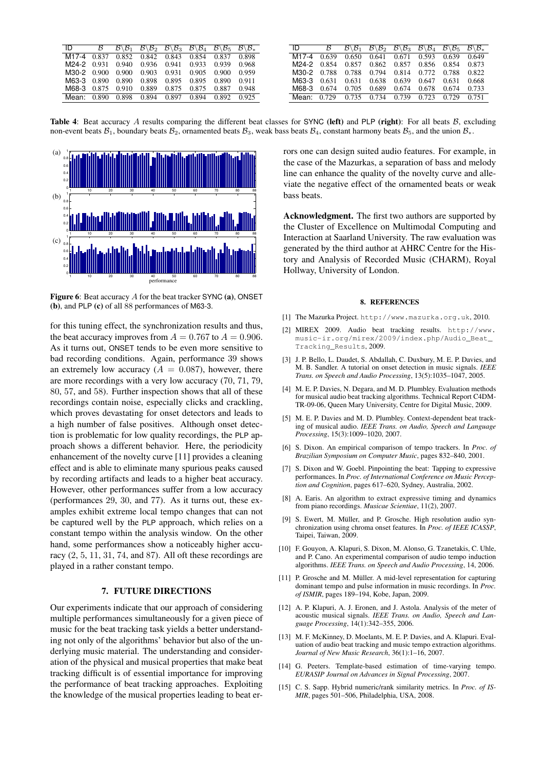| ID | $\mathcal{B}$ | $\mathcal{B}\backslash\mathcal{B}_1$ | $\mathcal{B}\backslash\mathcal{B}_2$ | $\mathcal{B}\backslash\mathcal{B}_3$ | $\mathcal{B}\backslash\mathcal{B}_4$ | $\mathcal{B}\backslash\mathcal{B}_5$ | $\mathcal{B}\backslash\mathcal{B}_*$ |
|---|---|---|---|---|---|---|---|
| M17-4 | 0.837 | 0.852 | 0.842 | 0.843 | 0.854 | 0.837 | 0.898 |
| M24-2 | 0.931 | 0.940 | 0.936 | 0.941 | 0.933 | 0.939 | 0.968 |
| M30-2 | 0.900 | 0.900 | 0.903 | 0.931 | 0.905 | 0.900 | 0.959 |
| M63-3 | 0.890 | 0.890 | 0.898 | 0.895 | 0.895 | 0.890 | 0.911 |
| M68-3 | 0.875 | 0.910 | 0.889 | 0.875 | 0.875 | 0.887 | 0.948 |
| Mean: | 0.890 | 0.898 | 0.894 | 0.897 | 0.894 | 0.892 | 0.925 |

| ID | $\mathcal{B}$ | $\mathcal{B}\backslash\mathcal{B}_1$ | $\mathcal{B}\backslash\mathcal{B}_2$ | $\mathcal{B}\backslash\mathcal{B}_3$ | $\mathcal{B}\backslash\mathcal{B}_4$ | $\mathcal{B}\backslash\mathcal{B}_5$ | $\mathcal{B}\backslash\mathcal{B}_*$ |
|---|---|---|---|---|---|---|---|
| M17-4 | 0.639 | 0.650 | 0.641 | 0.671 | 0.593 | 0.639 | 0.649 |
| M24-2 | 0.854 | 0.857 | 0.862 | 0.857 | 0.856 | 0.854 | 0.873 |
| M30-2 | 0.788 | 0.788 | 0.794 | 0.814 | 0.772 | 0.788 | 0.822 |
| M63-3 | 0.631 | 0.631 | 0.638 | 0.639 | 0.647 | 0.631 | 0.668 |
| M68-3 | 0.674 | 0.705 | 0.689 | 0.674 | 0.678 | 0.674 | 0.733 |
| Mean: | 0.729 | 0.735 | 0.734 | 0.739 | 0.723 | 0.729 | 0.751 |

**Table 4**: Beat accuracy $A$ results comparing the different beat classes for SYNC **(left)** and PLP **(right)**: For all beats $\mathcal{B}$, excluding non-event beats $\mathcal{B}_1$, boundary beats $\mathcal{B}_2$, ornamented beats $\mathcal{B}_3$, weak bass beats $\mathcal{B}_4$, constant harmony beats $\mathcal{B}_5$, and the union $\mathcal{B}_*$.

(a)
(b)
(c)
performance

**Figure 6**: Beat accuracy $A$ for the beat tracker SYNC **(a)**, ONSET **(b)**, and PLP **(c)** of all 88 performances of M63-3.

for this tuning effect, the synchronization results and thus, the beat accuracy improves from $A = 0.767$ to $A = 0.906$. As it turns out, ONSET tends to be even more sensitive to bad recording conditions. Again, performance 39 shows an extremely low accuracy ($A = 0.087$), however, there are more recordings with a very low accuracy (70, 71, 79, 80, 57, and 58). Further inspection shows that all of these recordings contain noise, especially clicks and crackling, which proves devastating for onset detectors and leads to a high number of false positives. Although onset detection is problematic for low quality recordings, the PLP approach shows a different behavior. Here, the periodicity enhancement of the novelty curve [11] provides a cleaning effect and is able to eliminate many spurious peaks caused by recording artifacts and leads to a higher beat accuracy. However, other performances suffer from a low accuracy (performances 29, 30, and 77). As it turns out, these examples exhibit extreme local tempo changes that can not be captured well by the PLP approach, which relies on a constant tempo within the analysis window. On the other hand, some performances show a noticeably higher accuracy (2, 5, 11, 31, 74, and 87). All oft these recordings are played in a rather constant tempo.

## 7. FUTURE DIRECTIONS

Our experiments indicate that our approach of considering multiple performances simultaneously for a given piece of music for the beat tracking task yields a better understanding not only of the algorithms' behavior but also of the underlying music material. The understanding and consideration of the physical and musical properties that make beat tracking difficult is of essential importance for improving the performance of beat tracking approaches. Exploiting the knowledge of the musical properties leading to beat errors one can design suited audio features. For example, in the case of the Mazurkas, a separation of bass and melody line can enhance the quality of the novelty curve and alleviate the negative effect of the ornamented beats or weak bass beats.

**Acknowledgment.** The first two authors are supported by the Cluster of Excellence on Multimodal Computing and Interaction at Saarland University. The raw evaluation was generated by the third author at AHRC Centre for the History and Analysis of Recorded Music (CHARM), Royal Hollway, University of London.

## 8. REFERENCES

[1] The Mazurka Project. http://www.mazurka.org.uk, 2010.

[2] MIREX 2009. Audio beat tracking results. http://www.music-ir.org/mirex/2009/index.php/Audio_Beat_Tracking_Results, 2009.

[3] J. P. Bello, L. Daudet, S. Abdallah, C. Duxbury, M. E. P. Davies, and M. B. Sandler. A tutorial on onset detection in music signals. *IEEE Trans. on Speech and Audio Processing*, 13(5):1035–1047, 2005.

[4] M. E. P. Davies, N. Degara, and M. D. Plumbley. Evaluation methods for musical audio beat tracking algorithms. Technical Report C4DM-TR-09-06, Queen Mary University, Centre for Digital Music, 2009.

[5] M. E. P. Davies and M. D. Plumbley. Context-dependent beat tracking of musical audio. *IEEE Trans. on Audio, Speech and Language Processing*, 15(3):1009–1020, 2007.

[6] S. Dixon. An empirical comparison of tempo trackers. In *Proc. of Brazilian Symposium on Computer Music*, pages 832–840, 2001.

[7] S. Dixon and W. Goebl. Pinpointing the beat: Tapping to expressive performances. In *Proc. of International Conference on Music Perception and Cognition*, pages 617–620, Sydney, Australia, 2002.

[8] A. Earis. An algorithm to extract expressive timing and dynamics from piano recordings. *Musicae Scientiae*, 11(2), 2007.

[9] S. Ewert, M. Müller, and P. Grosche. High resolution audio synchronization using chroma onset features. In *Proc. of IEEE ICASSP*, Taipei, Taiwan, 2009.

[10] F. Gouyon, A. Klapuri, S. Dixon, M. Alonso, G. Tzanetakis, C. Uhle, and P. Cano. An experimental comparison of audio tempo induction algorithms. *IEEE Trans. on Speech and Audio Processing*, 14, 2006.

[11] P. Grosche and M. Müller. A mid-level representation for capturing dominant tempo and pulse information in music recordings. In *Proc. of ISMIR*, pages 189–194, Kobe, Japan, 2009.

[12] A. P. Klapuri, A. J. Eronen, and J. Astola. Analysis of the meter of acoustic musical signals. *IEEE Trans. on Audio, Speech and Language Processing*, 14(1):342–355, 2006.

[13] M. F. McKinney, D. Moelants, M. E. P. Davies, and A. Klapuri. Evaluation of audio beat tracking and music tempo extraction algorithms. *Journal of New Music Research*, 36(1):1–16, 2007.

[14] G. Peeters. Template-based estimation of time-varying tempo. *EURASIP Journal on Advances in Signal Processing*, 2007.

[15] C. S. Sapp. Hybrid numeric/rank similarity metrics. In *Proc. of ISMIR*, pages 501–506, Philadelphia, USA, 2008.